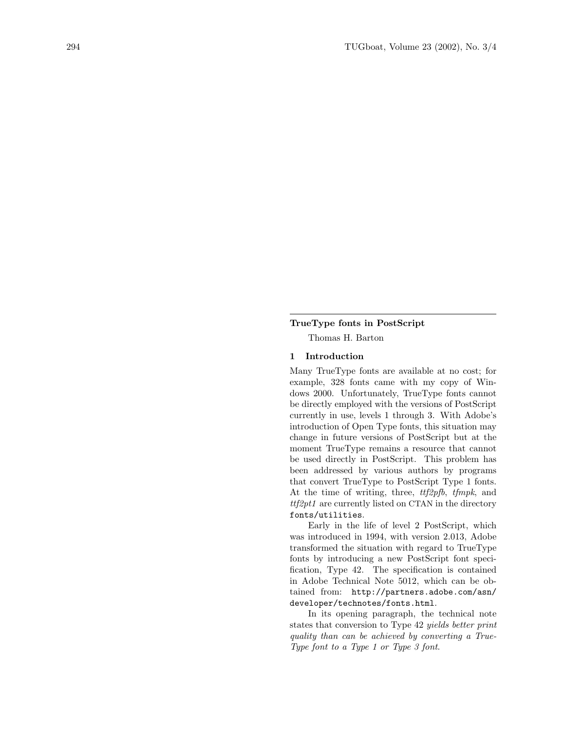## TrueType fonts in PostScript

Thomas H. Barton

### 1 Introduction

Many TrueType fonts are available at no cost; for example, 328 fonts came with my copy of Windows 2000. Unfortunately, TrueType fonts cannot be directly employed with the versions of PostScript currently in use, levels 1 through 3. With Adobe's introduction of Open Type fonts, this situation may change in future versions of PostScript but at the moment TrueType remains a resource that cannot be used directly in PostScript. This problem has been addressed by various authors by programs that convert TrueType to PostScript Type 1 fonts. At the time of writing, three, *ttf2pfb*, *tfmpk*, and *ttf2pt1* are currently listed on CTAN in the directory `fonts/utilities`.

Early in the life of level 2 PostScript, which was introduced in 1994, with version 2.013, Adobe transformed the situation with regard to TrueType fonts by introducing a new PostScript font specification, Type 42. The specification is contained in Adobe Technical Note 5012, which can be obtained from: `http://partners.adobe.com/asn/developer/technotes/fonts.html`.

In its opening paragraph, the technical note states that conversion to Type 42 *yields better print quality than can be achieved by converting a TrueType font to a Type 1 or Type 3 font*.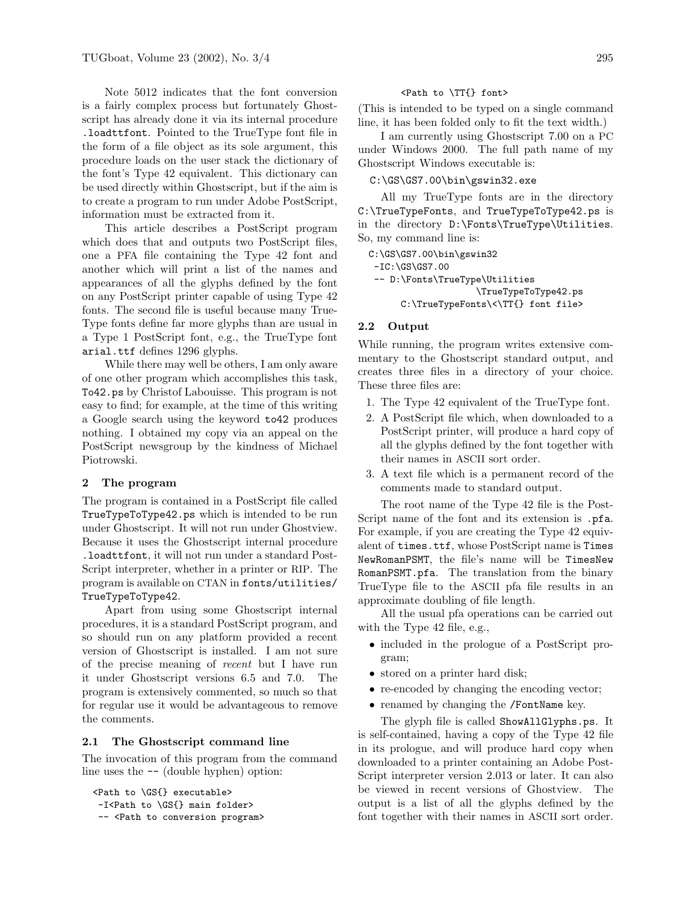Note 5012 indicates that the font conversion is a fairly complex process but fortunately Ghostscript has already done it via its internal procedure `.loadttfont`. Pointed to the TrueType font file in the form of a file object as its sole argument, this procedure loads on the user stack the dictionary of the font's Type 42 equivalent. This dictionary can be used directly within Ghostscript, but if the aim is to create a program to run under Adobe PostScript, information must be extracted from it.

This article describes a PostScript program which does that and outputs two PostScript files, one a PFA file containing the Type 42 font and another which will print a list of the names and appearances of all the glyphs defined by the font on any PostScript printer capable of using Type 42 fonts. The second file is useful because many TrueType fonts define far more glyphs than are usual in a Type 1 PostScript font, e.g., the TrueType font `arial.ttf` defines 1296 glyphs.

While there may well be others, I am only aware of one other program which accomplishes this task, `To42.ps` by Christof Labouisse. This program is not easy to find; for example, at the time of this writing a Google search using the keyword `to42` produces nothing. I obtained my copy via an appeal on the PostScript newsgroup by the kindness of Michael Piotrowski.

## 2 The program

The program is contained in a PostScript file called `TrueTypeToType42.ps` which is intended to be run under Ghostscript. It will not run under Ghostview. Because it uses the Ghostscript internal procedure `.loadttfont`, it will not run under a standard PostScript interpreter, whether in a printer or RIP. The program is available on CTAN in `fonts/utilities/TrueTypeToType42`.

Apart from using some Ghostscript internal procedures, it is a standard PostScript program, and so should run on any platform provided a recent version of Ghostscript is installed. I am not sure of the precise meaning of *recent* but I have run it under Ghostscript versions 6.5 and 7.0. The program is extensively commented, so much so that for regular use it would be advantageous to remove the comments.

### 2.1 The Ghostscript command line

The invocation of this program from the command line uses the `--` (double hyphen) option:

```
<Path to \GS{} executable>
 -I<Path to \GS{} main folder>
 -- <Path to conversion program>
        <Path to \TT{} font>
```

(This is intended to be typed on a single command line, it has been folded only to fit the text width.)

I am currently using Ghostscript 7.00 on a PC under Windows 2000. The full path name of my Ghostscript Windows executable is:

```
C:\GS\GS7.00\bin\gswin32.exe
```

All my TrueType fonts are in the directory `C:\TrueTypeFonts`, and `TrueTypeToType42.ps` is in the directory `D:\Fonts\TrueType\Utilities`. So, my command line is:

```
C:\GS\GS7.00\bin\gswin32
 -IC:\GS\GS7.00
 -- D:\Fonts\TrueType\Utilities
                    \TrueTypeToType42.ps
      C:\TrueTypeFonts\<\TT{} font file>
```

### 2.2 Output

While running, the program writes extensive commentary to the Ghostscript standard output, and creates three files in a directory of your choice. These three files are:

1. The Type 42 equivalent of the TrueType font.
2. A PostScript file which, when downloaded to a PostScript printer, will produce a hard copy of all the glyphs defined by the font together with their names in ASCII sort order.
3. A text file which is a permanent record of the comments made to standard output.

The root name of the Type 42 file is the PostScript name of the font and its extension is `.pfa`. For example, if you are creating the Type 42 equivalent of `times.ttf`, whose PostScript name is `TimesNewRomanPSMT`, the file's name will be `TimesNewRomanPSMT.pfa`. The translation from the binary TrueType file to the ASCII pfa file results in an approximate doubling of file length.

All the usual pfa operations can be carried out with the Type 42 file, e.g.,

- included in the prologue of a PostScript program;
- stored on a printer hard disk;
- re-encoded by changing the encoding vector;
- renamed by changing the `/FontName` key.

The glyph file is called `ShowAllGlyphs.ps`. It is self-contained, having a copy of the Type 42 file in its prologue, and will produce hard copy when downloaded to a printer containing an Adobe PostScript interpreter version 2.013 or later. It can also be viewed in recent versions of Ghostview. The output is a list of all the glyphs defined by the font together with their names in ASCII sort order.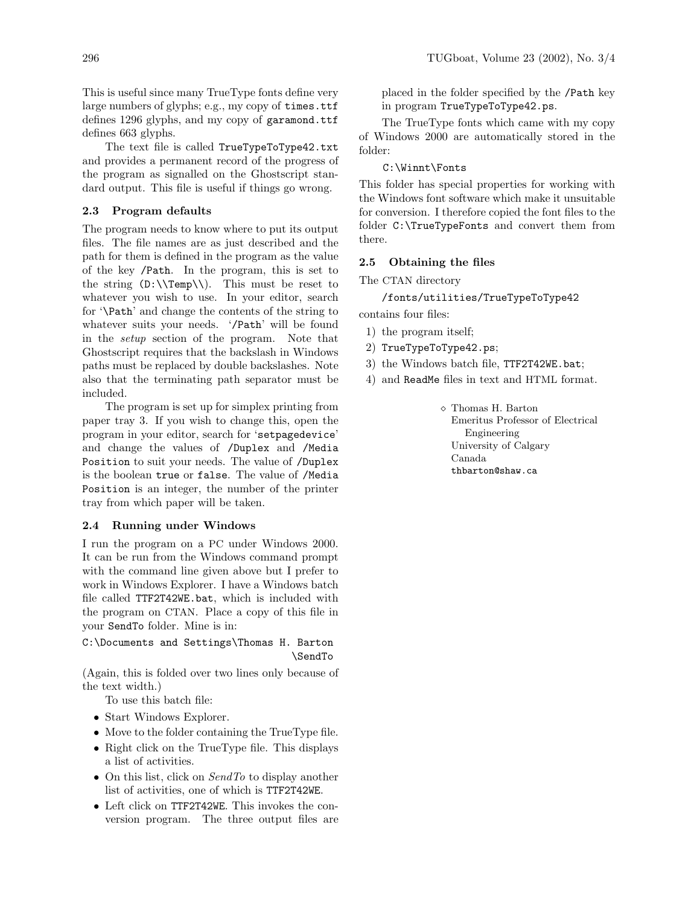This is useful since many TrueType fonts define very large numbers of glyphs; e.g., my copy of `times.ttf` defines 1296 glyphs, and my copy of `garamond.ttf` defines 663 glyphs.

The text file is called `TrueTypeToType42.txt` and provides a permanent record of the progress of the program as signalled on the Ghostscript standard output. This file is useful if things go wrong.

### 2.3 Program defaults

The program needs to know where to put its output files. The file names are as just described and the path for them is defined in the program as the value of the key `/Path`. In the program, this is set to the string `(D:\\Temp\\)`. This must be reset to whatever you wish to use. In your editor, search for '`\Path`' and change the contents of the string to whatever suits your needs. '`/Path`' will be found in the *setup* section of the program. Note that Ghostscript requires that the backslash in Windows paths must be replaced by double backslashes. Note also that the terminating path separator must be included.

The program is set up for simplex printing from paper tray 3. If you wish to change this, open the program in your editor, search for '`setpagedevice`' and change the values of `/Duplex` and `/Media Position` to suit your needs. The value of `/Duplex` is the boolean `true` or `false`. The value of `/Media Position` is an integer, the number of the printer tray from which paper will be taken.

### 2.4 Running under Windows

I run the program on a PC under Windows 2000. It can be run from the Windows command prompt with the command line given above but I prefer to work in Windows Explorer. I have a Windows batch file called `TTF2T42WE.bat`, which is included with the program on CTAN. Place a copy of this file in your `SendTo` folder. Mine is in:

```
C:\Documents and Settings\Thomas H. Barton
                                    \SendTo
```

(Again, this is folded over two lines only because of the text width.)

To use this batch file:

- Start Windows Explorer.
- Move to the folder containing the TrueType file.
- Right click on the TrueType file. This displays a list of activities.
- On this list, click on *SendTo* to display another list of activities, one of which is `TTF2T42WE`.
- Left click on `TTF2T42WE`. This invokes the conversion program. The three output files are placed in the folder specified by the `/Path` key in program `TrueTypeToType42.ps`.

The TrueType fonts which came with my copy of Windows 2000 are automatically stored in the folder:

```
C:\Winnt\Fonts
```

This folder has special properties for working with the Windows font software which make it unsuitable for conversion. I therefore copied the font files to the folder `C:\TrueTypeFonts` and convert them from there.

### 2.5 Obtaining the files

The CTAN directory

```
/fonts/utilities/TrueTypeToType42
```

contains four files:

1) the program itself;
2) `TrueTypeToType42.ps`;
3) the Windows batch file, `TTF2T42WE.bat`;
4) and `ReadMe` files in text and HTML format.

◇ Thomas H. Barton
Emeritus Professor of Electrical Engineering
University of Calgary
Canada
`thbarton@shaw.ca`